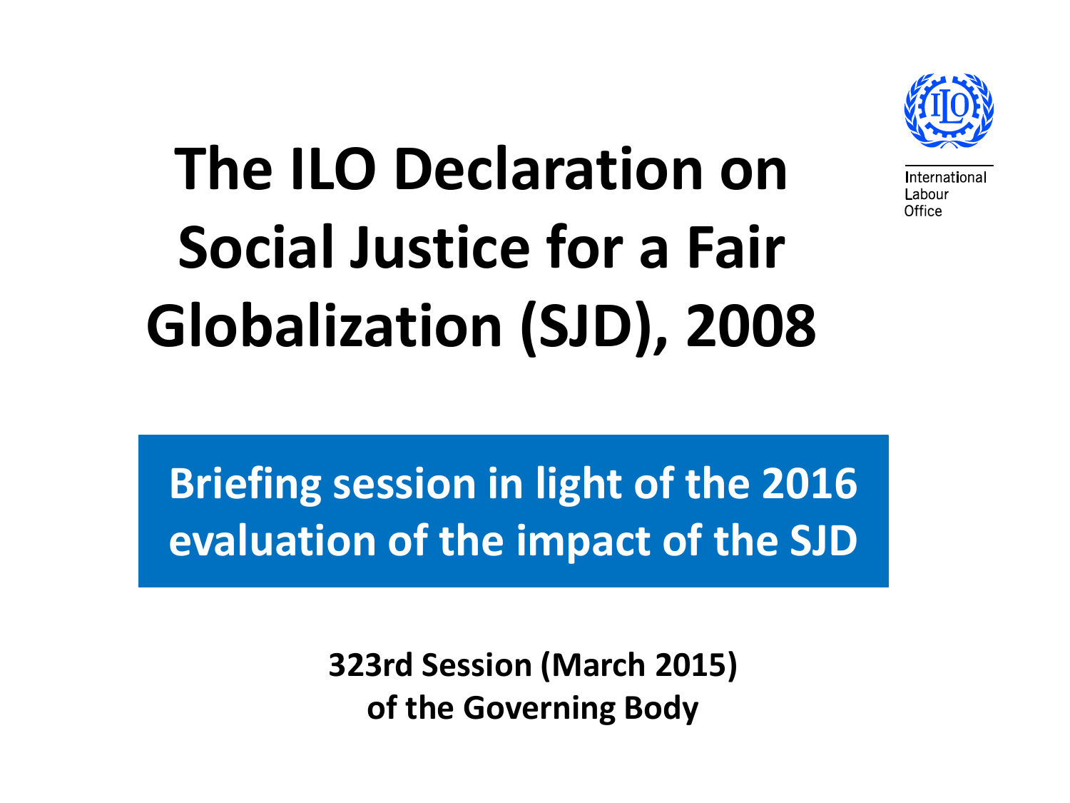International Labour Office

# The ILO Declaration on Social Justice for a Fair Globalization (SJD), 2008

**Briefing session in light of the 2016 evaluation of the impact of the SJD**

**323rd Session (March 2015) of the Governing Body**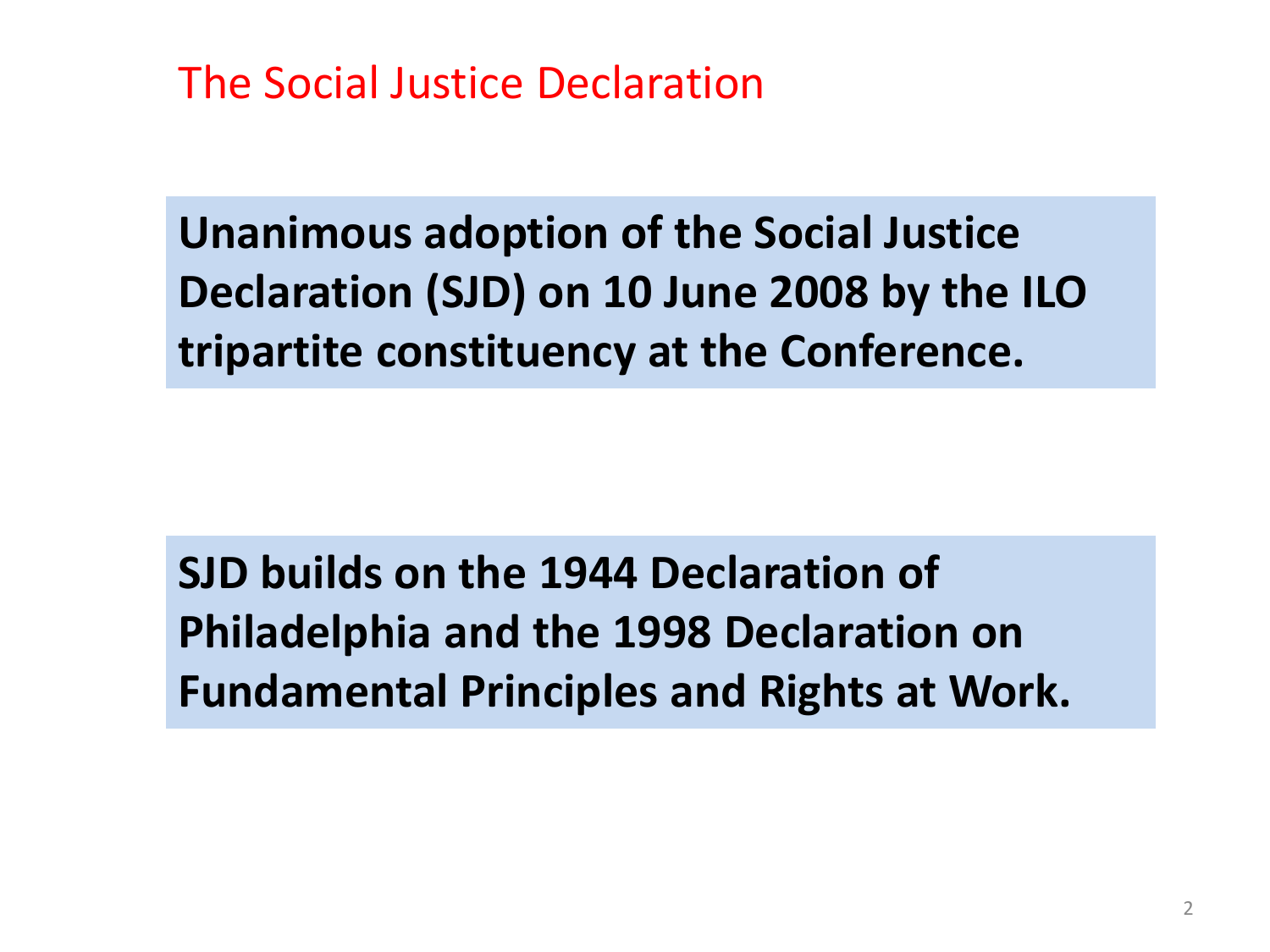# The Social Justice Declaration

**Unanimous adoption of the Social Justice Declaration (SJD) on 10 June 2008 by the ILO tripartite constituency at the Conference.**

**SJD builds on the 1944 Declaration of Philadelphia and the 1998 Declaration on Fundamental Principles and Rights at Work.**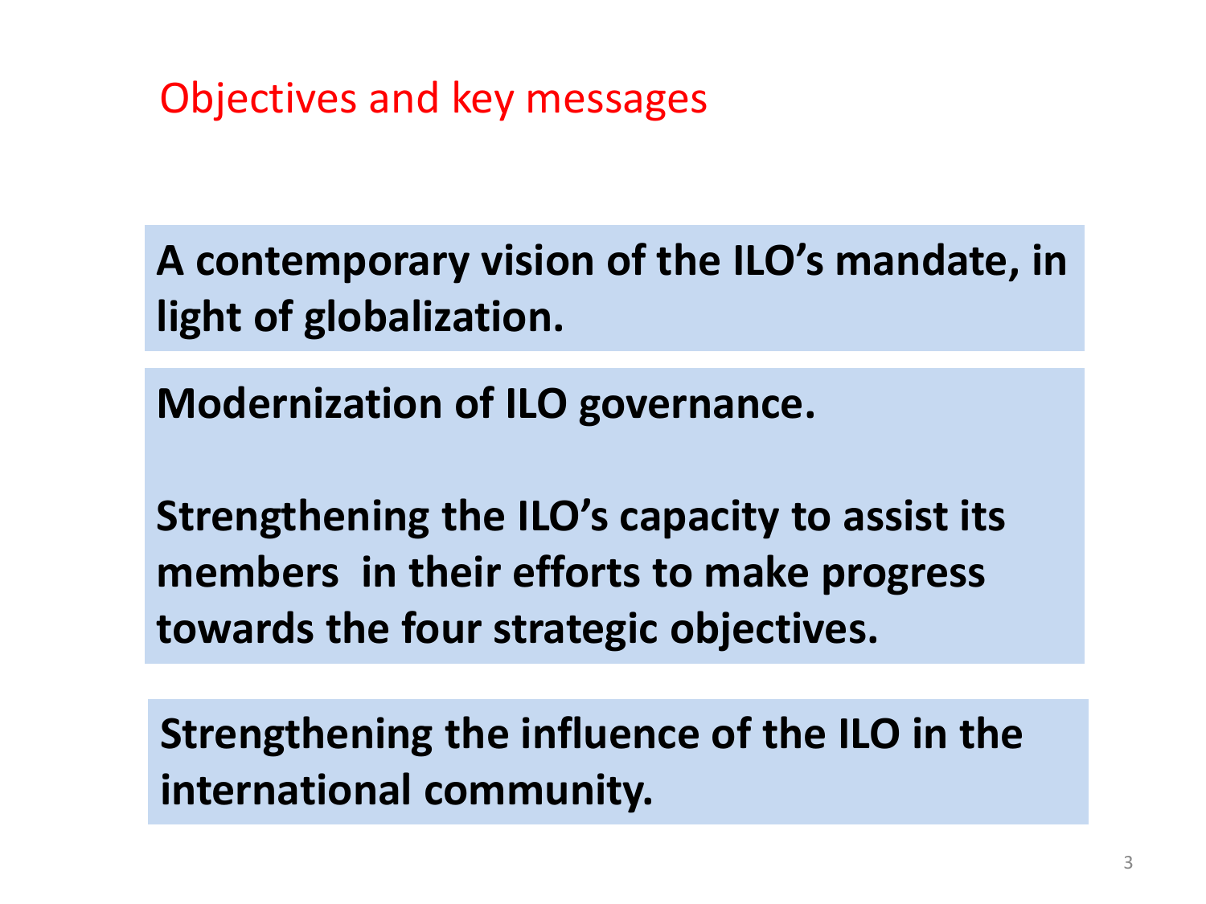# Objectives and key messages

**A contemporary vision of the ILO's mandate, in light of globalization.**

**Modernization of ILO governance.**

**Strengthening the ILO's capacity to assist its members in their efforts to make progress towards the four strategic objectives.**

**Strengthening the influence of the ILO in the international community.**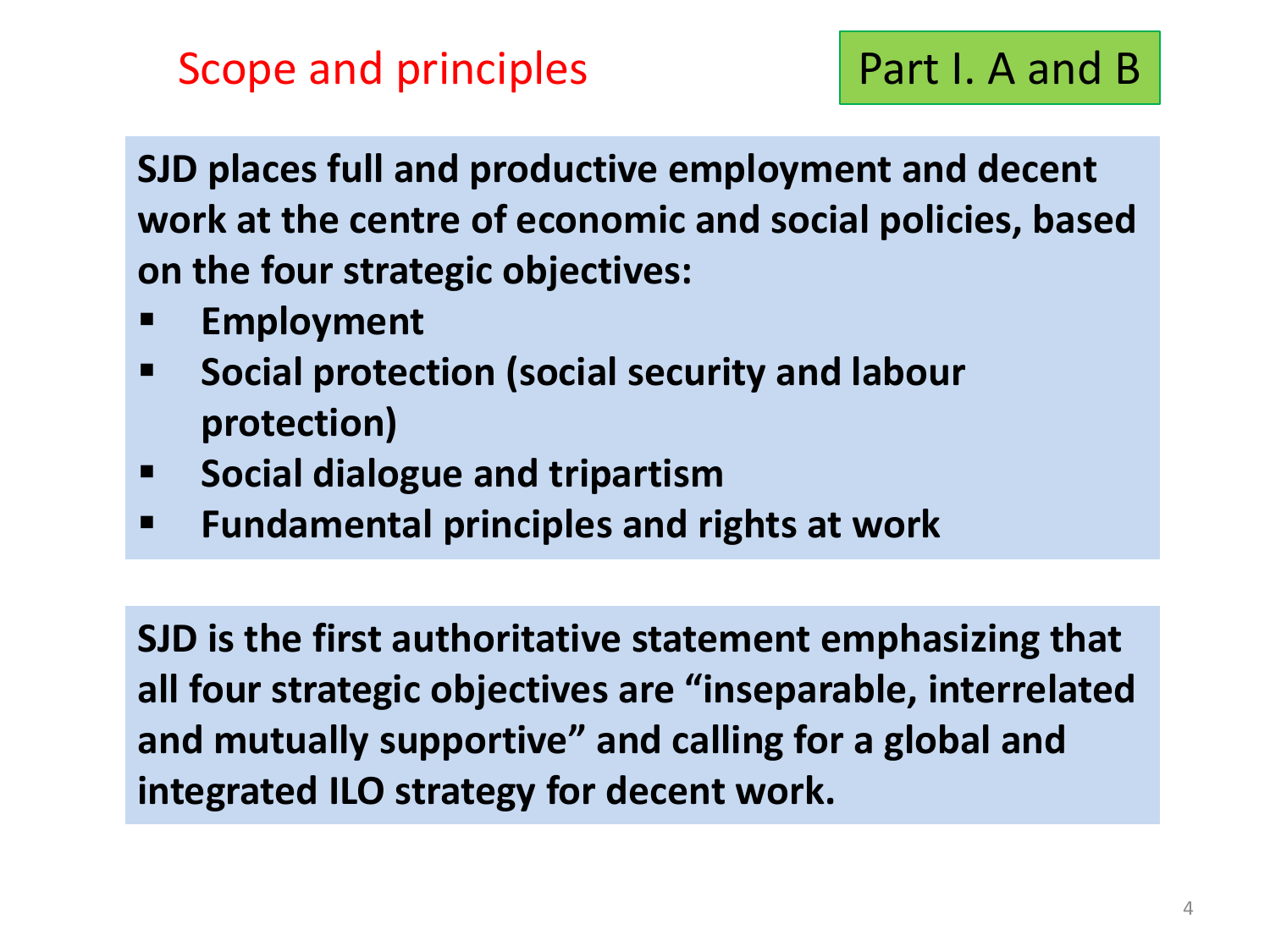# Scope and principles

Part I. A and B

**SJD places full and productive employment and decent work at the centre of economic and social policies, based on the four strategic objectives:**

- **Employment**
- **Social protection (social security and labour protection)**
- **Social dialogue and tripartism**
- **Fundamental principles and rights at work**

**SJD is the first authoritative statement emphasizing that all four strategic objectives are "inseparable, interrelated and mutually supportive" and calling for a global and integrated ILO strategy for decent work.**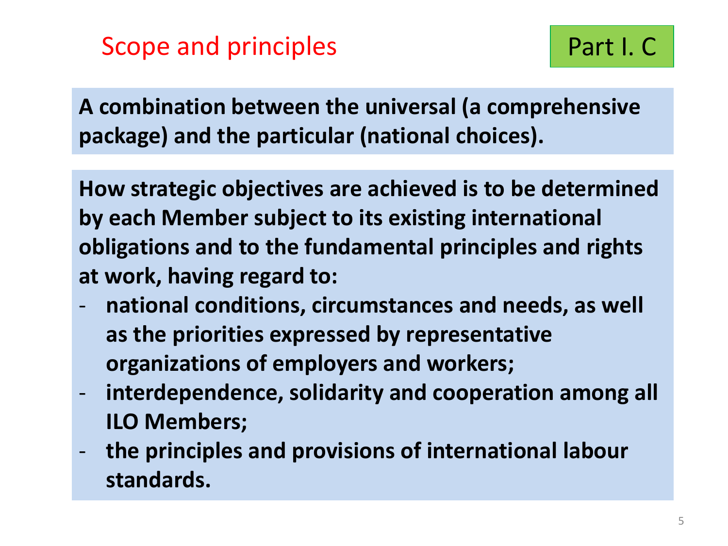## Scope and principles

Part I. C

**A combination between the universal (a comprehensive package) and the particular (national choices).**

**How strategic objectives are achieved is to be determined by each Member subject to its existing international obligations and to the fundamental principles and rights at work, having regard to:**

- **national conditions, circumstances and needs, as well as the priorities expressed by representative organizations of employers and workers;**
- **interdependence, solidarity and cooperation among all ILO Members;**
- **the principles and provisions of international labour standards.**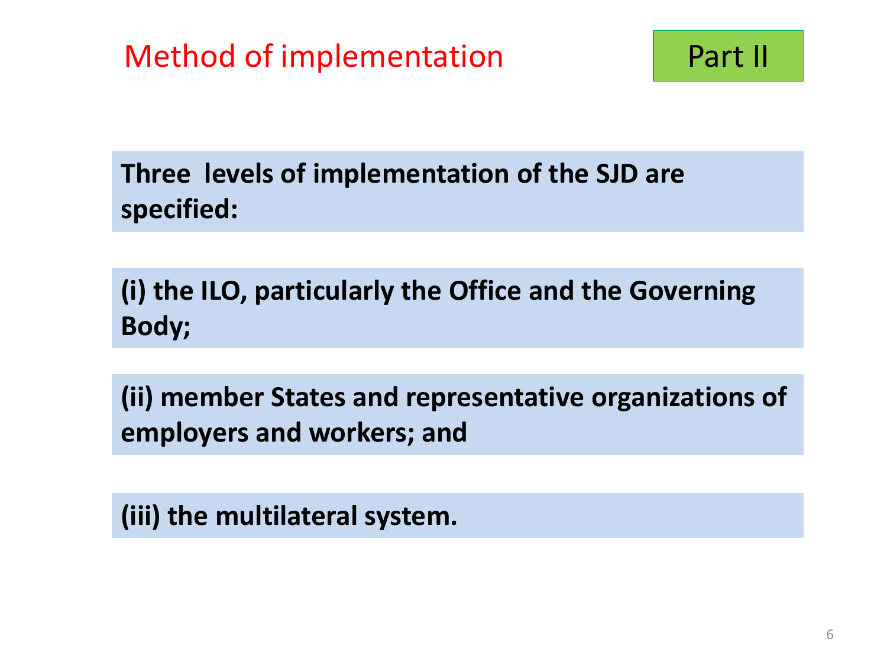# Method of implementation

Part II

**Three levels of implementation of the SJD are specified:**

**(i) the ILO, particularly the Office and the Governing Body;**

**(ii) member States and representative organizations of employers and workers; and**

**(iii) the multilateral system.**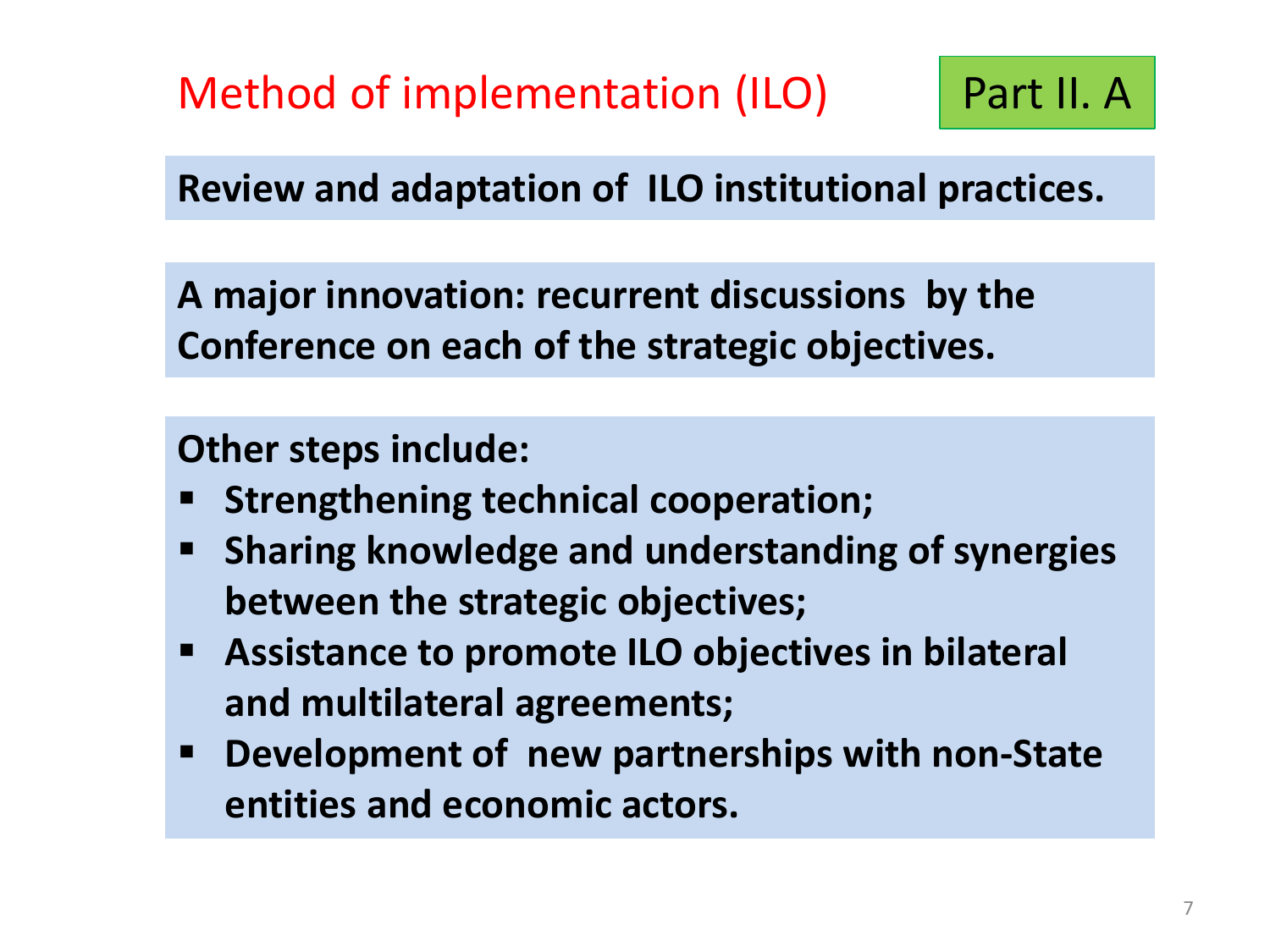# Method of implementation (ILO)

Part II. A

**Review and adaptation of ILO institutional practices.**

**A major innovation: recurrent discussions by the Conference on each of the strategic objectives.**

**Other steps include:**

- **Strengthening technical cooperation;**
- **Sharing knowledge and understanding of synergies between the strategic objectives;**
- **Assistance to promote ILO objectives in bilateral and multilateral agreements;**
- **Development of new partnerships with non-State entities and economic actors.**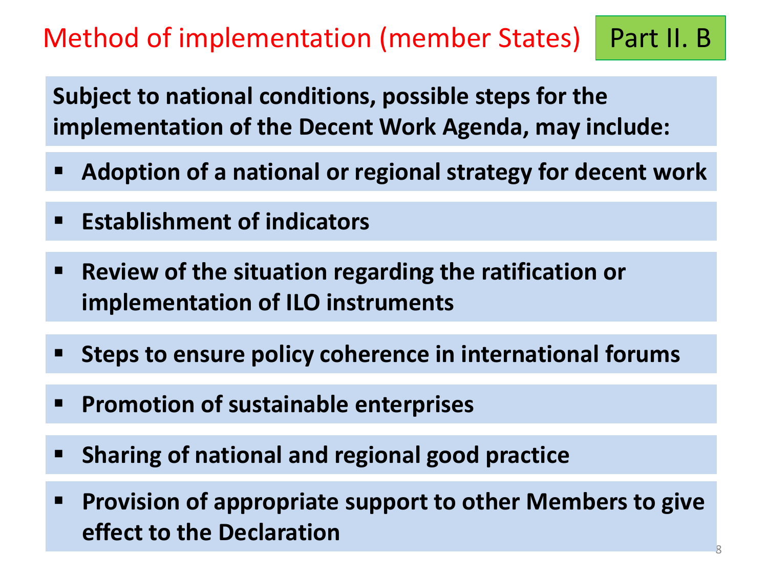# Method of implementation (member States)

Part II. B

**Subject to national conditions, possible steps for the implementation of the Decent Work Agenda, may include:**

- **Adoption of a national or regional strategy for decent work**
- **Establishment of indicators**
- **Review of the situation regarding the ratification or implementation of ILO instruments**
- **Steps to ensure policy coherence in international forums**
- **Promotion of sustainable enterprises**
- **Sharing of national and regional good practice**
- **Provision of appropriate support to other Members to give effect to the Declaration**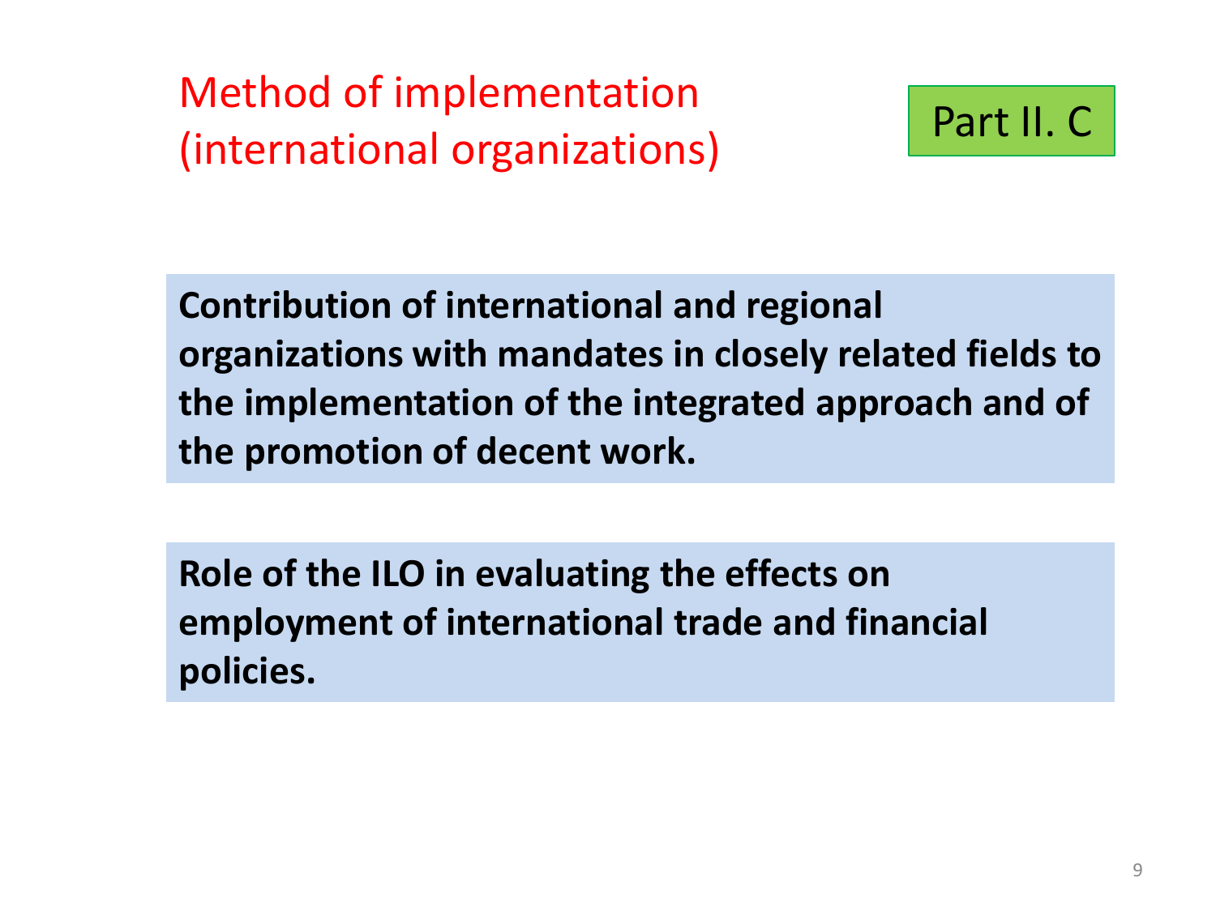# Method of implementation (international organizations)

Part II. C

**Contribution of international and regional organizations with mandates in closely related fields to the implementation of the integrated approach and of the promotion of decent work.**

**Role of the ILO in evaluating the effects on employment of international trade and financial policies.**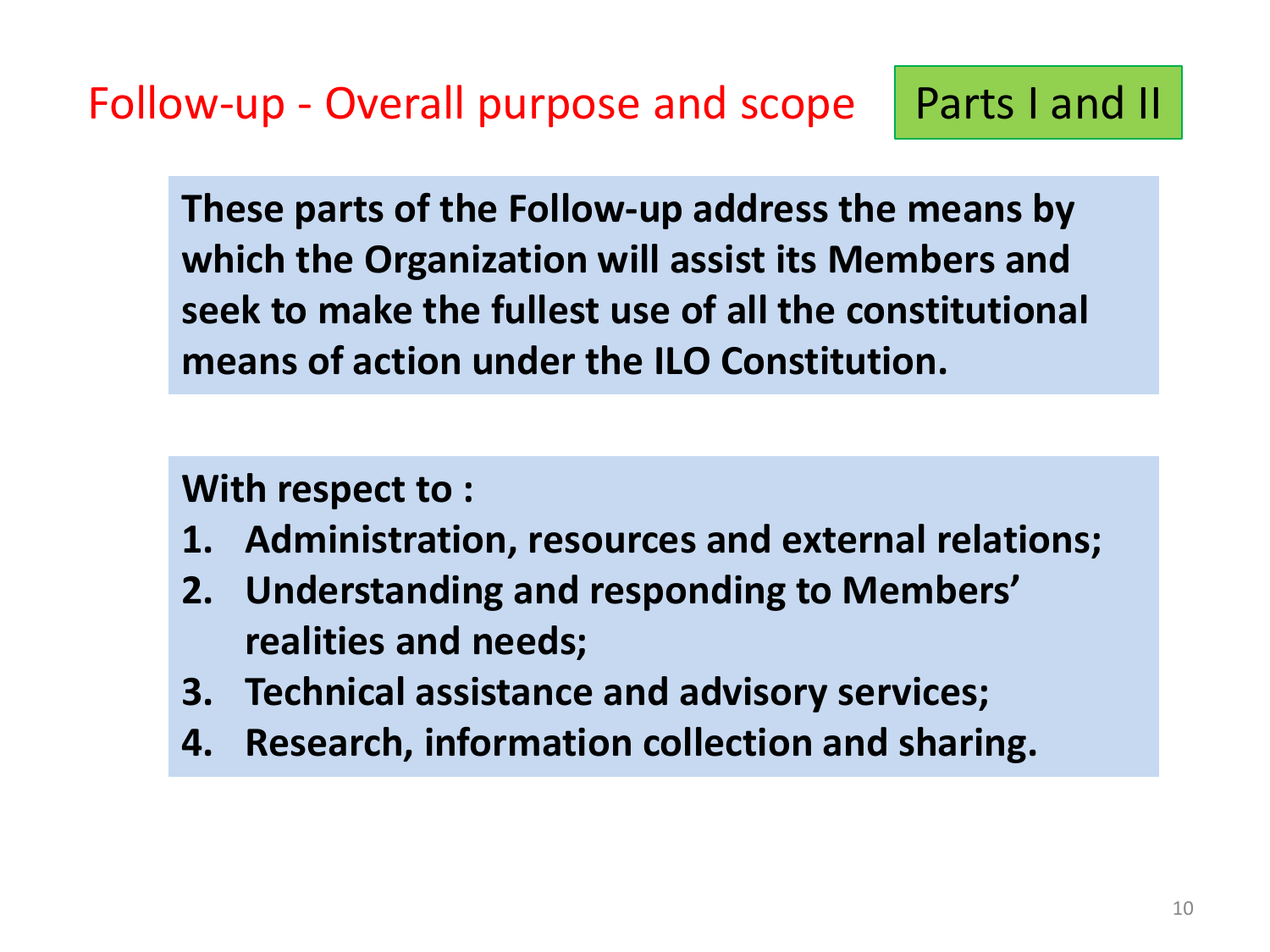## Follow-up - Overall purpose and scope

Parts I and II

**These parts of the Follow-up address the means by which the Organization will assist its Members and seek to make the fullest use of all the constitutional means of action under the ILO Constitution.**

**With respect to :**

1. **Administration, resources and external relations;**
2. **Understanding and responding to Members' realities and needs;**
3. **Technical assistance and advisory services;**
4. **Research, information collection and sharing.**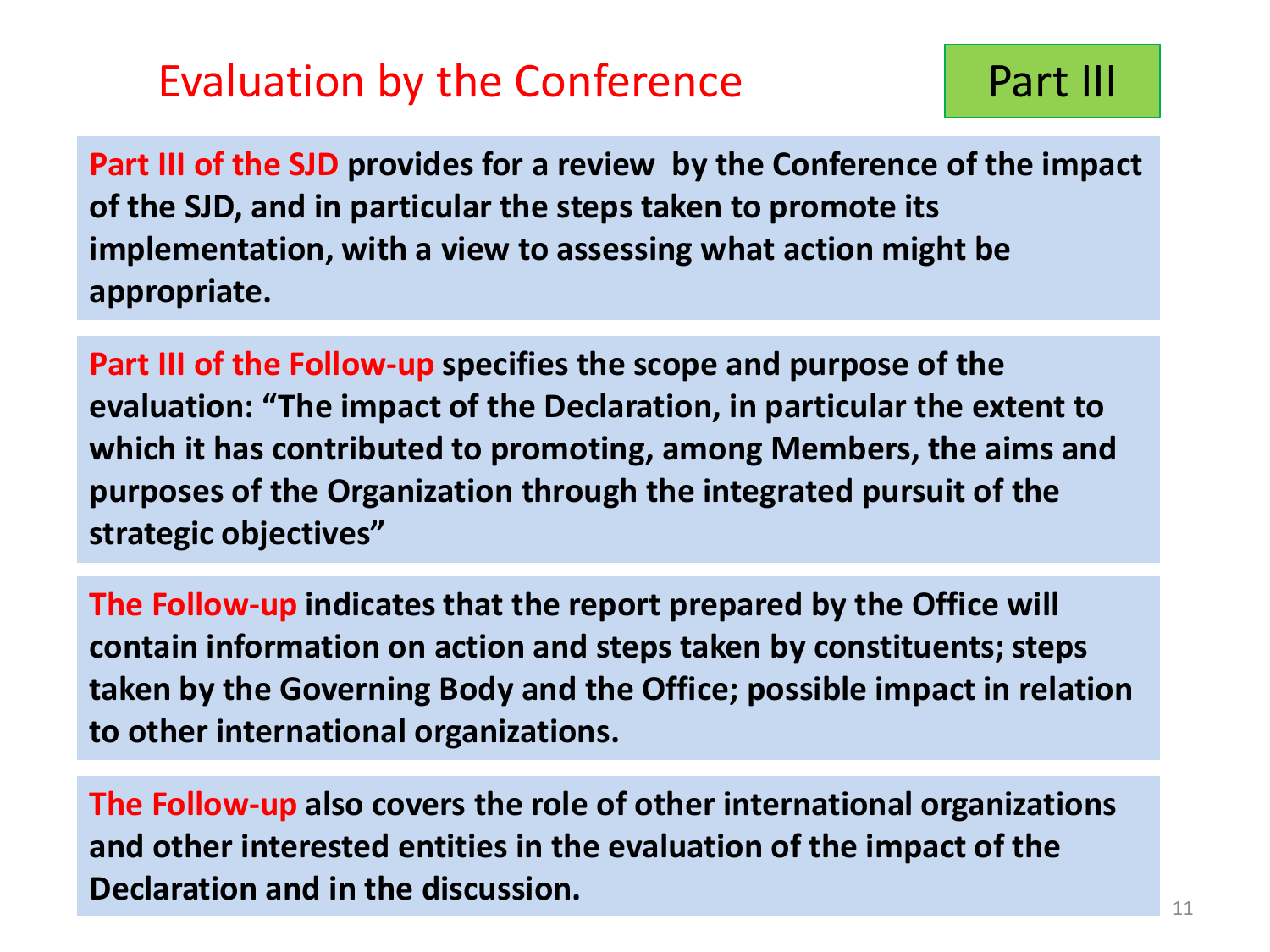# Evaluation by the Conference

**Part III**

**Part III of the SJD provides for a review by the Conference of the impact of the SJD, and in particular the steps taken to promote its implementation, with a view to assessing what action might be appropriate.**

**Part III of the Follow-up specifies the scope and purpose of the evaluation: "The impact of the Declaration, in particular the extent to which it has contributed to promoting, among Members, the aims and purposes of the Organization through the integrated pursuit of the strategic objectives"**

**The Follow-up indicates that the report prepared by the Office will contain information on action and steps taken by constituents; steps taken by the Governing Body and the Office; possible impact in relation to other international organizations.**

**The Follow-up also covers the role of other international organizations and other interested entities in the evaluation of the impact of the Declaration and in the discussion.**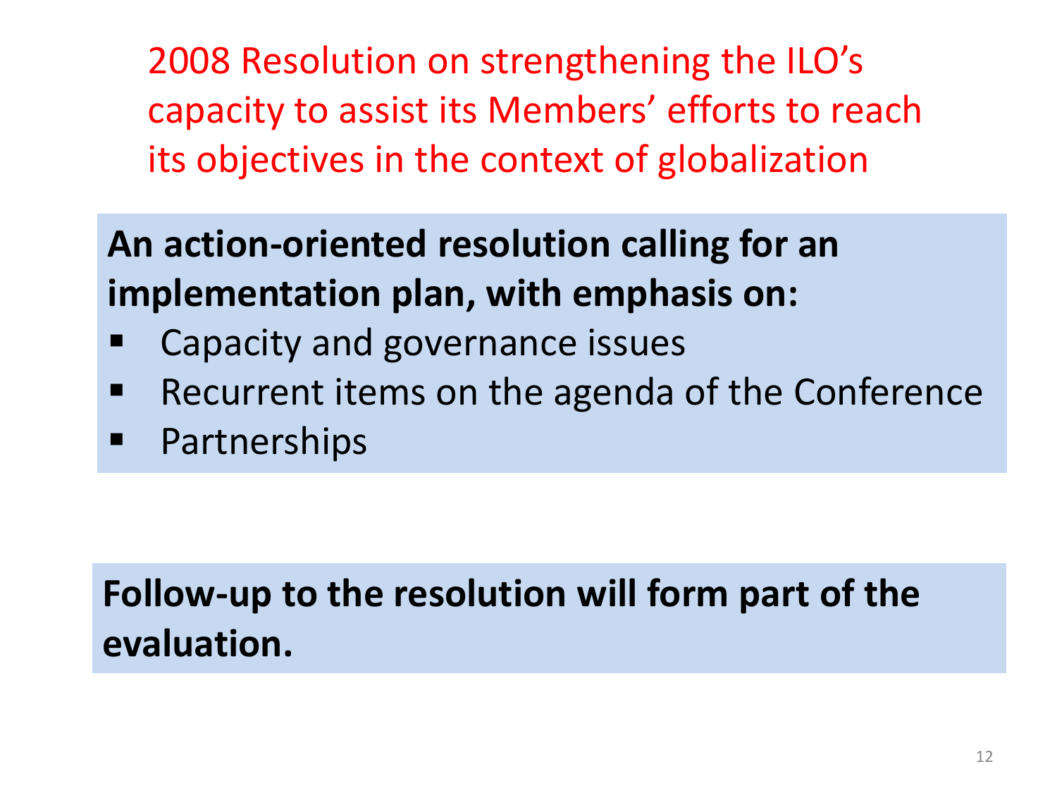# 2008 Resolution on strengthening the ILO's capacity to assist its Members' efforts to reach its objectives in the context of globalization

**An action-oriented resolution calling for an implementation plan, with emphasis on:**

- Capacity and governance issues
- Recurrent items on the agenda of the Conference
- Partnerships

**Follow-up to the resolution will form part of the evaluation.**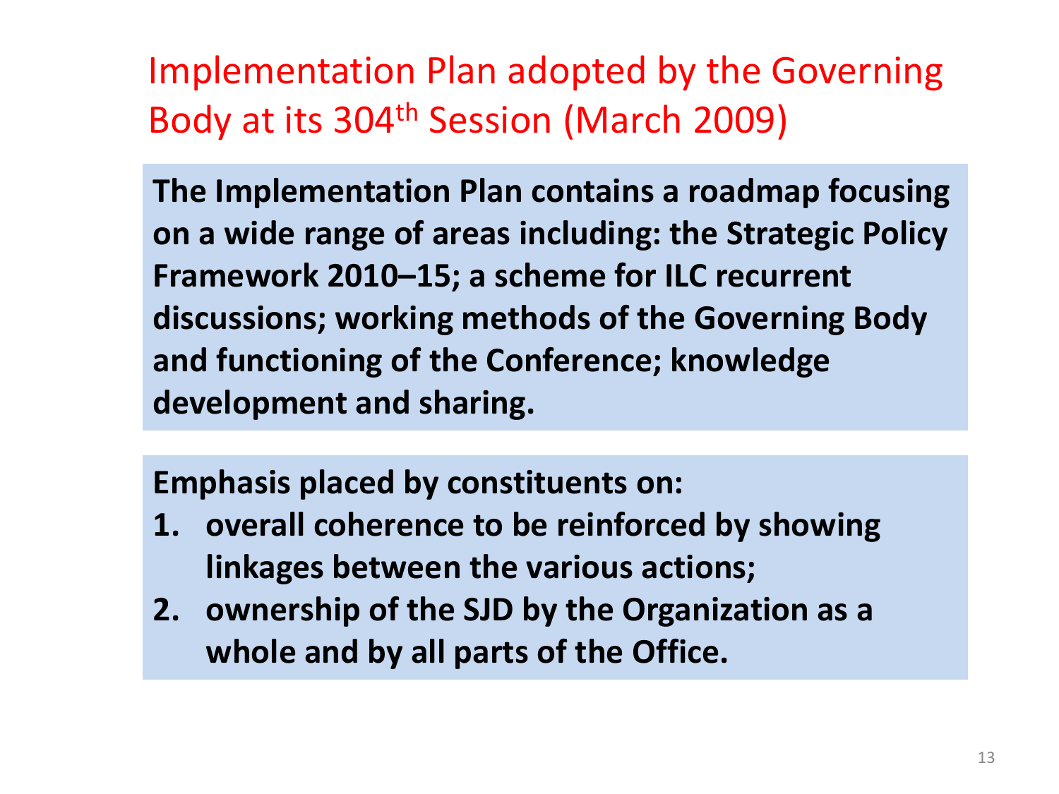# Implementation Plan adopted by the Governing Body at its 304th Session (March 2009)

**The Implementation Plan contains a roadmap focusing on a wide range of areas including: the Strategic Policy Framework 2010–15; a scheme for ILC recurrent discussions; working methods of the Governing Body and functioning of the Conference; knowledge development and sharing.**

**Emphasis placed by constituents on:**

1. **overall coherence to be reinforced by showing linkages between the various actions;**
2. **ownership of the SJD by the Organization as a whole and by all parts of the Office.**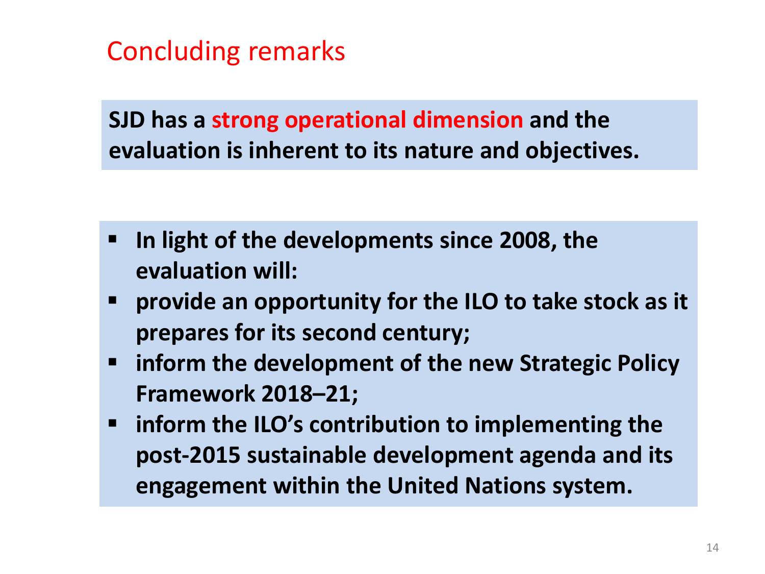# Concluding remarks

**SJD has a strong operational dimension and the evaluation is inherent to its nature and objectives.**

- **In light of the developments since 2008, the evaluation will:**
- **provide an opportunity for the ILO to take stock as it prepares for its second century;**
- **inform the development of the new Strategic Policy Framework 2018–21;**
- **inform the ILO's contribution to implementing the post-2015 sustainable development agenda and its engagement within the United Nations system.**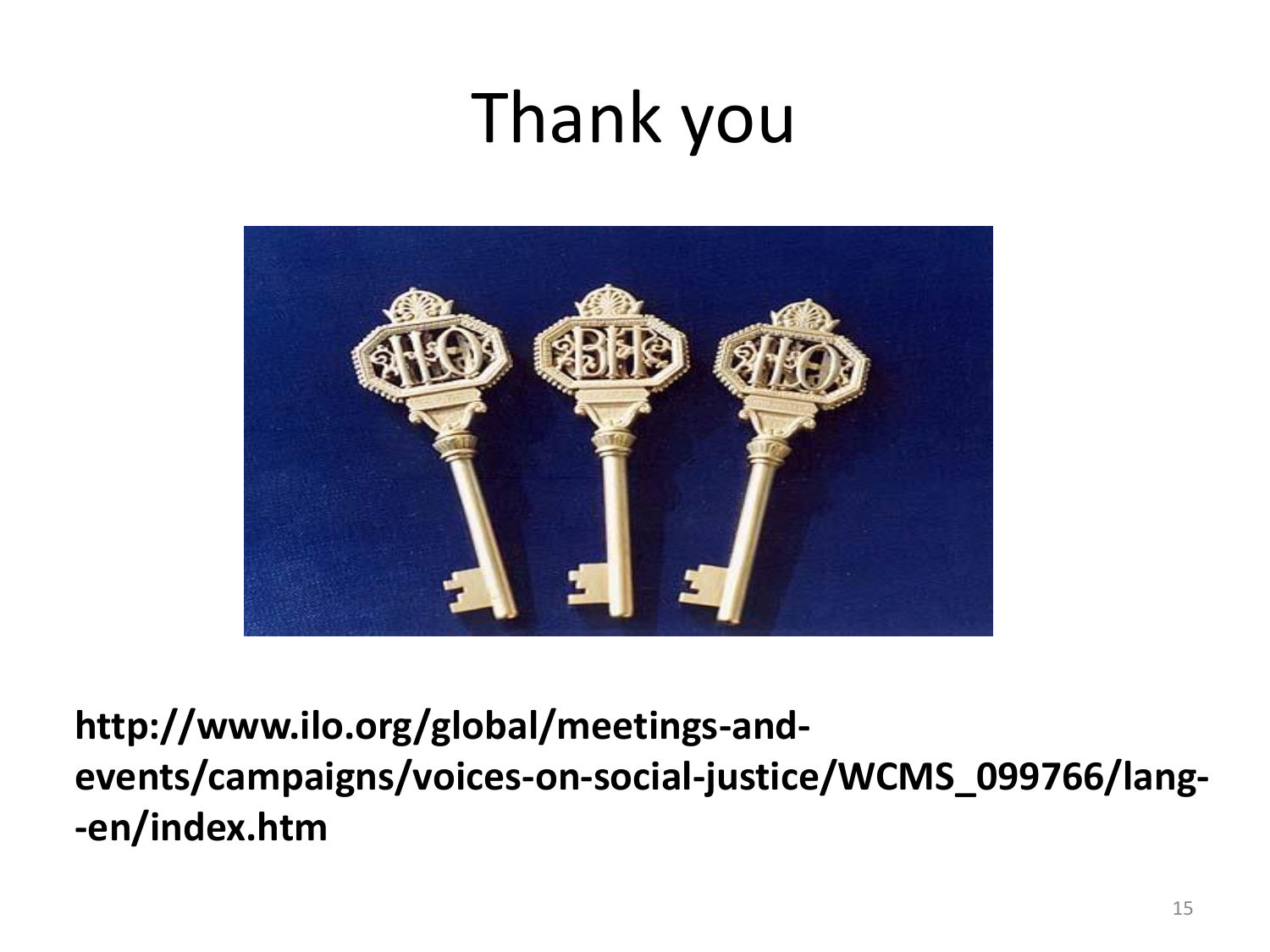# Thank you

**http://www.ilo.org/global/meetings-and-events/campaigns/voices-on-social-justice/WCMS_099766/lang--en/index.htm**